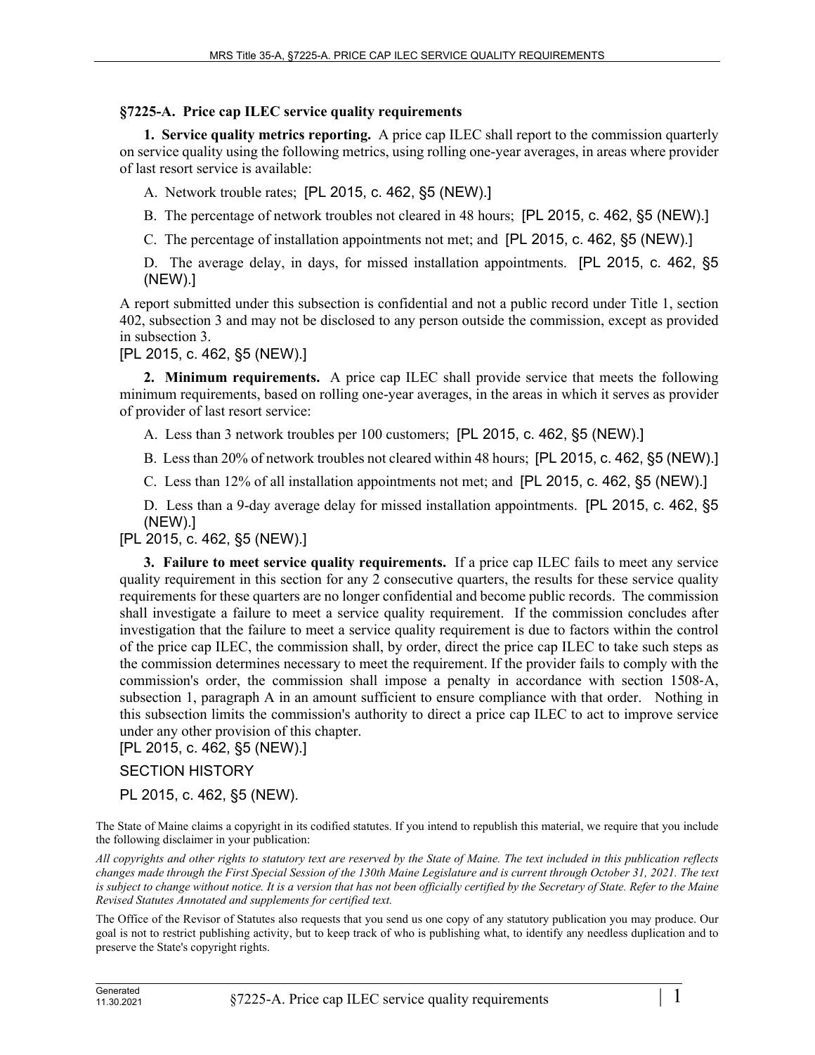## §7225-A. Price cap ILEC service quality requirements

**1. Service quality metrics reporting.** A price cap ILEC shall report to the commission quarterly on service quality using the following metrics, using rolling one-year averages, in areas where provider of last resort service is available:

A. Network trouble rates; [PL 2015, c. 462, §5 (NEW).]

B. The percentage of network troubles not cleared in 48 hours; [PL 2015, c. 462, §5 (NEW).]

C. The percentage of installation appointments not met; and [PL 2015, c. 462, §5 (NEW).]

D. The average delay, in days, for missed installation appointments. [PL 2015, c. 462, §5 (NEW).]

A report submitted under this subsection is confidential and not a public record under Title 1, section 402, subsection 3 and may not be disclosed to any person outside the commission, except as provided in subsection 3.

[PL 2015, c. 462, §5 (NEW).]

**2. Minimum requirements.** A price cap ILEC shall provide service that meets the following minimum requirements, based on rolling one-year averages, in the areas in which it serves as provider of provider of last resort service:

A. Less than 3 network troubles per 100 customers; [PL 2015, c. 462, §5 (NEW).]

B. Less than 20% of network troubles not cleared within 48 hours; [PL 2015, c. 462, §5 (NEW).]

C. Less than 12% of all installation appointments not met; and [PL 2015, c. 462, §5 (NEW).]

D. Less than a 9-day average delay for missed installation appointments. [PL 2015, c. 462, §5 (NEW).]

[PL 2015, c. 462, §5 (NEW).]

**3. Failure to meet service quality requirements.** If a price cap ILEC fails to meet any service quality requirement in this section for any 2 consecutive quarters, the results for these service quality requirements for these quarters are no longer confidential and become public records. The commission shall investigate a failure to meet a service quality requirement. If the commission concludes after investigation that the failure to meet a service quality requirement is due to factors within the control of the price cap ILEC, the commission shall, by order, direct the price cap ILEC to take such steps as the commission determines necessary to meet the requirement. If the provider fails to comply with the commission's order, the commission shall impose a penalty in accordance with section 1508-A, subsection 1, paragraph A in an amount sufficient to ensure compliance with that order. Nothing in this subsection limits the commission's authority to direct a price cap ILEC to act to improve service under any other provision of this chapter.

[PL 2015, c. 462, §5 (NEW).]

SECTION HISTORY

PL 2015, c. 462, §5 (NEW).

The State of Maine claims a copyright in its codified statutes. If you intend to republish this material, we require that you include the following disclaimer in your publication:

*All copyrights and other rights to statutory text are reserved by the State of Maine. The text included in this publication reflects changes made through the First Special Session of the 130th Maine Legislature and is current through October 31, 2021. The text is subject to change without notice. It is a version that has not been officially certified by the Secretary of State. Refer to the Maine Revised Statutes Annotated and supplements for certified text.*

The Office of the Revisor of Statutes also requests that you send us one copy of any statutory publication you may produce. Our goal is not to restrict publishing activity, but to keep track of who is publishing what, to identify any needless duplication and to preserve the State's copyright rights.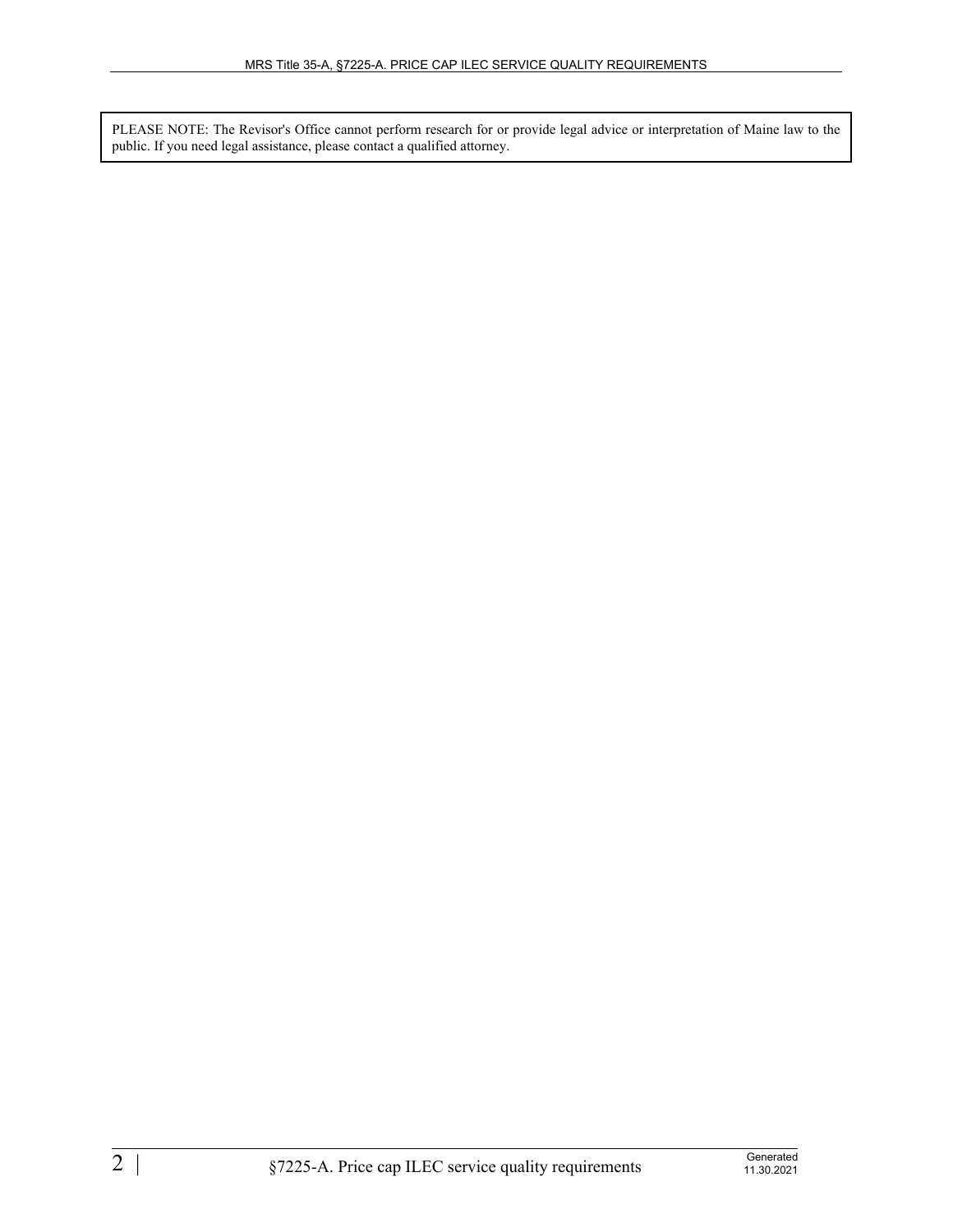PLEASE NOTE: The Revisor's Office cannot perform research for or provide legal advice or interpretation of Maine law to the public. If you need legal assistance, please contact a qualified attorney.